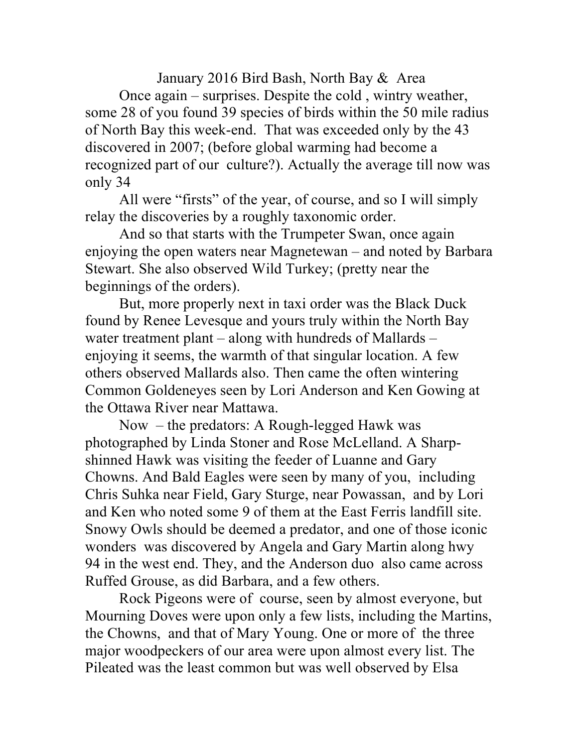# January 2016 Bird Bash, North Bay & Area

Once again – surprises. Despite the cold , wintry weather, some 28 of you found 39 species of birds within the 50 mile radius of North Bay this week-end. That was exceeded only by the 43 discovered in 2007; (before global warming had become a recognized part of our culture?). Actually the average till now was only 34

All were "firsts" of the year, of course, and so I will simply relay the discoveries by a roughly taxonomic order.

And so that starts with the Trumpeter Swan, once again enjoying the open waters near Magnetewan – and noted by Barbara Stewart. She also observed Wild Turkey; (pretty near the beginnings of the orders).

But, more properly next in taxi order was the Black Duck found by Renee Levesque and yours truly within the North Bay water treatment plant – along with hundreds of Mallards – enjoying it seems, the warmth of that singular location. A few others observed Mallards also. Then came the often wintering Common Goldeneyes seen by Lori Anderson and Ken Gowing at the Ottawa River near Mattawa.

Now – the predators: A Rough-legged Hawk was photographed by Linda Stoner and Rose McLelland. A Sharp-shinned Hawk was visiting the feeder of Luanne and Gary Chowns. And Bald Eagles were seen by many of you, including Chris Suhka near Field, Gary Sturge, near Powassan, and by Lori and Ken who noted some 9 of them at the East Ferris landfill site. Snowy Owls should be deemed a predator, and one of those iconic wonders was discovered by Angela and Gary Martin along hwy 94 in the west end. They, and the Anderson duo also came across Ruffed Grouse, as did Barbara, and a few others.

Rock Pigeons were of course, seen by almost everyone, but Mourning Doves were upon only a few lists, including the Martins, the Chowns, and that of Mary Young. One or more of the three major woodpeckers of our area were upon almost every list. The Pileated was the least common but was well observed by Elsa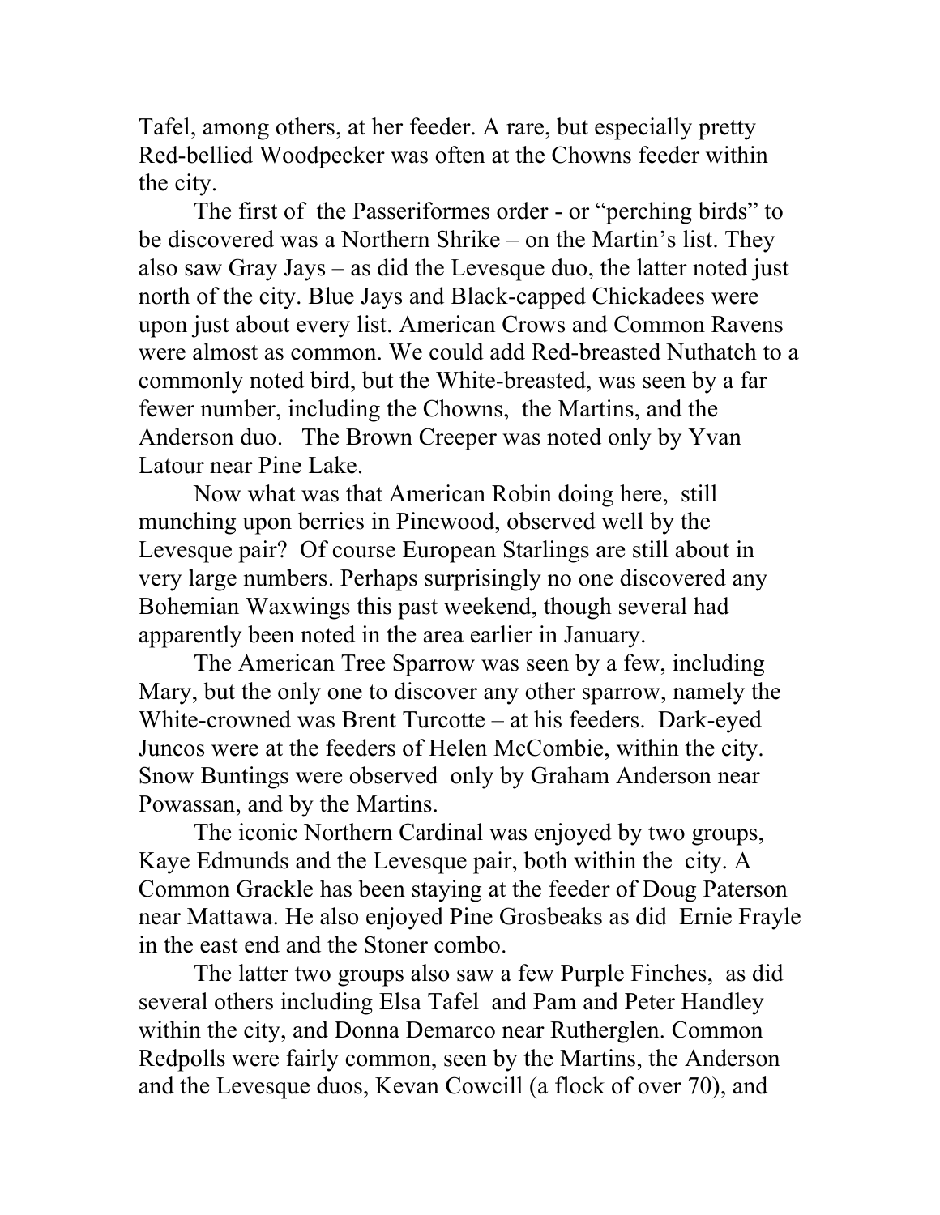Tafel, among others, at her feeder. A rare, but especially pretty Red-bellied Woodpecker was often at the Chowns feeder within the city.

The first of the Passeriformes order - or "perching birds" to be discovered was a Northern Shrike – on the Martin's list. They also saw Gray Jays – as did the Levesque duo, the latter noted just north of the city. Blue Jays and Black-capped Chickadees were upon just about every list. American Crows and Common Ravens were almost as common. We could add Red-breasted Nuthatch to a commonly noted bird, but the White-breasted, was seen by a far fewer number, including the Chowns, the Martins, and the Anderson duo. The Brown Creeper was noted only by Yvan Latour near Pine Lake.

Now what was that American Robin doing here, still munching upon berries in Pinewood, observed well by the Levesque pair? Of course European Starlings are still about in very large numbers. Perhaps surprisingly no one discovered any Bohemian Waxwings this past weekend, though several had apparently been noted in the area earlier in January.

The American Tree Sparrow was seen by a few, including Mary, but the only one to discover any other sparrow, namely the White-crowned was Brent Turcotte – at his feeders. Dark-eyed Juncos were at the feeders of Helen McCombie, within the city. Snow Buntings were observed only by Graham Anderson near Powassan, and by the Martins.

The iconic Northern Cardinal was enjoyed by two groups, Kaye Edmunds and the Levesque pair, both within the city. A Common Grackle has been staying at the feeder of Doug Paterson near Mattawa. He also enjoyed Pine Grosbeaks as did Ernie Frayle in the east end and the Stoner combo.

The latter two groups also saw a few Purple Finches, as did several others including Elsa Tafel and Pam and Peter Handley within the city, and Donna Demarco near Rutherglen. Common Redpolls were fairly common, seen by the Martins, the Anderson and the Levesque duos, Kevan Cowcill (a flock of over 70), and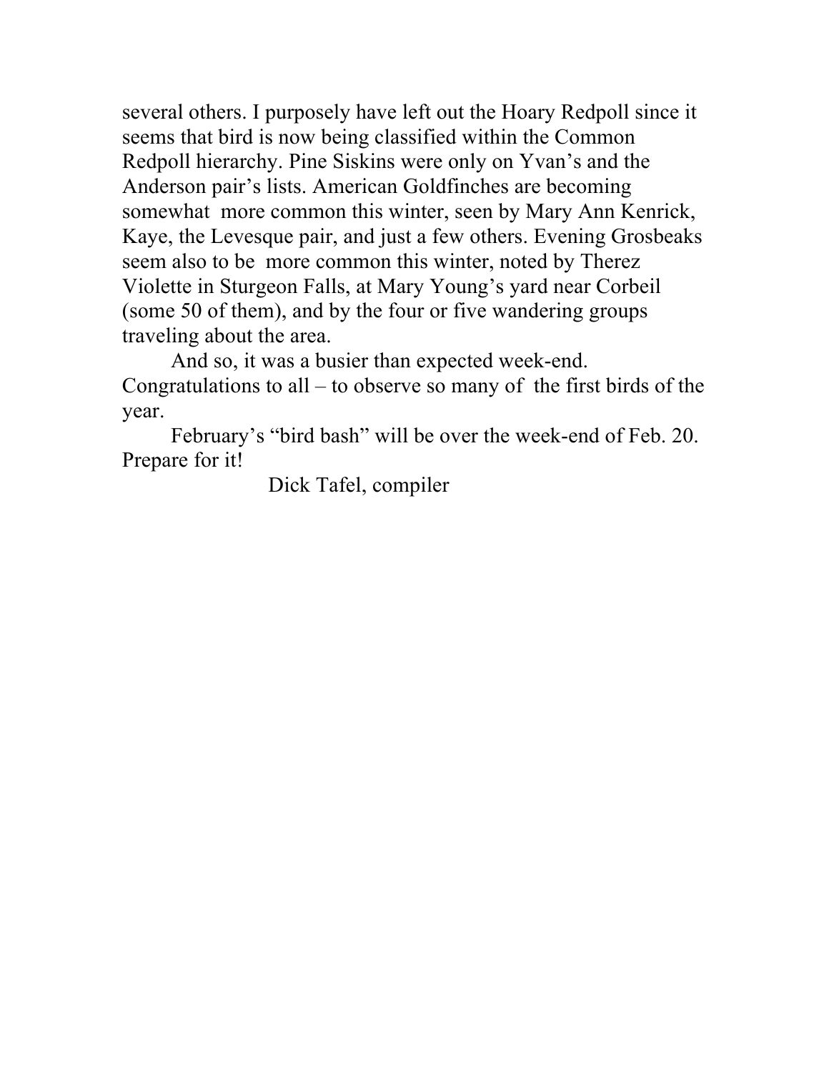several others. I purposely have left out the Hoary Redpoll since it seems that bird is now being classified within the Common Redpoll hierarchy. Pine Siskins were only on Yvan's and the Anderson pair's lists. American Goldfinches are becoming somewhat more common this winter, seen by Mary Ann Kenrick, Kaye, the Levesque pair, and just a few others. Evening Grosbeaks seem also to be more common this winter, noted by Therez Violette in Sturgeon Falls, at Mary Young's yard near Corbeil (some 50 of them), and by the four or five wandering groups traveling about the area.

And so, it was a busier than expected week-end. Congratulations to all – to observe so many of the first birds of the year.

February's "bird bash" will be over the week-end of Feb. 20. Prepare for it!

Dick Tafel, compiler